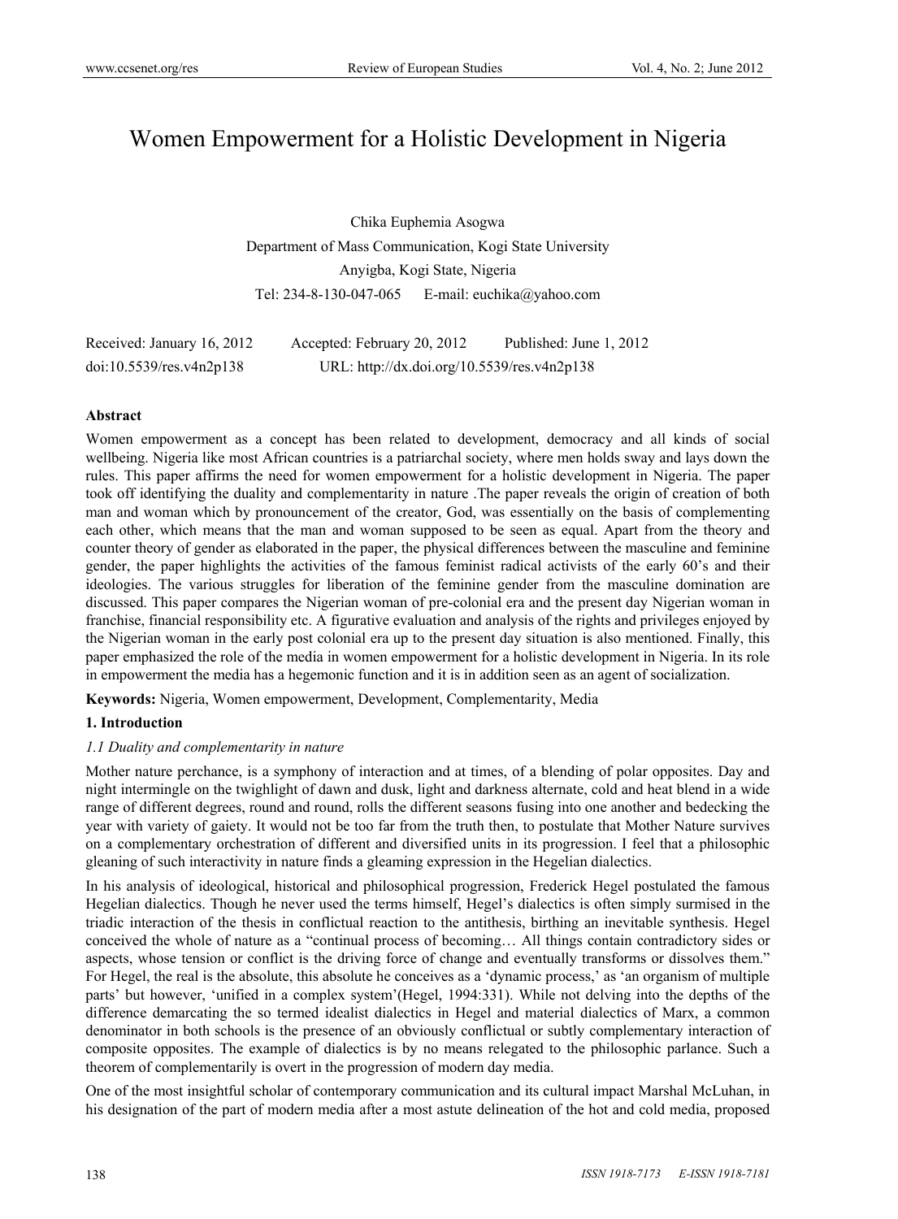# Women Empowerment for a Holistic Development in Nigeria

Chika Euphemia Asogwa

Department of Mass Communication, Kogi State University

Anyigba, Kogi State, Nigeria

Tel: 234-8-130-047-065 E-mail: euchika@yahoo.com

Received: January 16, 2012 Accepted: February 20, 2012 Published: June 1, 2012

doi:10.5539/res.v4n2p138 URL: http://dx.doi.org/10.5539/res.v4n2p138

## Abstract

Women empowerment as a concept has been related to development, democracy and all kinds of social wellbeing. Nigeria like most African countries is a patriarchal society, where men holds sway and lays down the rules. This paper affirms the need for women empowerment for a holistic development in Nigeria. The paper took off identifying the duality and complementarity in nature .The paper reveals the origin of creation of both man and woman which by pronouncement of the creator, God, was essentially on the basis of complementing each other, which means that the man and woman supposed to be seen as equal. Apart from the theory and counter theory of gender as elaborated in the paper, the physical differences between the masculine and feminine gender, the paper highlights the activities of the famous feminist radical activists of the early 60's and their ideologies. The various struggles for liberation of the feminine gender from the masculine domination are discussed. This paper compares the Nigerian woman of pre-colonial era and the present day Nigerian woman in franchise, financial responsibility etc. A figurative evaluation and analysis of the rights and privileges enjoyed by the Nigerian woman in the early post colonial era up to the present day situation is also mentioned. Finally, this paper emphasized the role of the media in women empowerment for a holistic development in Nigeria. In its role in empowerment the media has a hegemonic function and it is in addition seen as an agent of socialization.

**Keywords:** Nigeria, Women empowerment, Development, Complementarity, Media

## 1. Introduction

### *1.1 Duality and complementarity in nature*

Mother nature perchance, is a symphony of interaction and at times, of a blending of polar opposites. Day and night intermingle on the twighlight of dawn and dusk, light and darkness alternate, cold and heat blend in a wide range of different degrees, round and round, rolls the different seasons fusing into one another and bedecking the year with variety of gaiety. It would not be too far from the truth then, to postulate that Mother Nature survives on a complementary orchestration of different and diversified units in its progression. I feel that a philosophic gleaning of such interactivity in nature finds a gleaming expression in the Hegelian dialectics.

In his analysis of ideological, historical and philosophical progression, Frederick Hegel postulated the famous Hegelian dialectics. Though he never used the terms himself, Hegel's dialectics is often simply surmised in the triadic interaction of the thesis in conflictual reaction to the antithesis, birthing an inevitable synthesis. Hegel conceived the whole of nature as a "continual process of becoming… All things contain contradictory sides or aspects, whose tension or conflict is the driving force of change and eventually transforms or dissolves them." For Hegel, the real is the absolute, this absolute he conceives as a 'dynamic process,' as 'an organism of multiple parts' but however, 'unified in a complex system'(Hegel, 1994:331). While not delving into the depths of the difference demarcating the so termed idealist dialectics in Hegel and material dialectics of Marx, a common denominator in both schools is the presence of an obviously conflictual or subtly complementary interaction of composite opposites. The example of dialectics is by no means relegated to the philosophic parlance. Such a theorem of complementarily is overt in the progression of modern day media.

One of the most insightful scholar of contemporary communication and its cultural impact Marshal McLuhan, in his designation of the part of modern media after a most astute delineation of the hot and cold media, proposed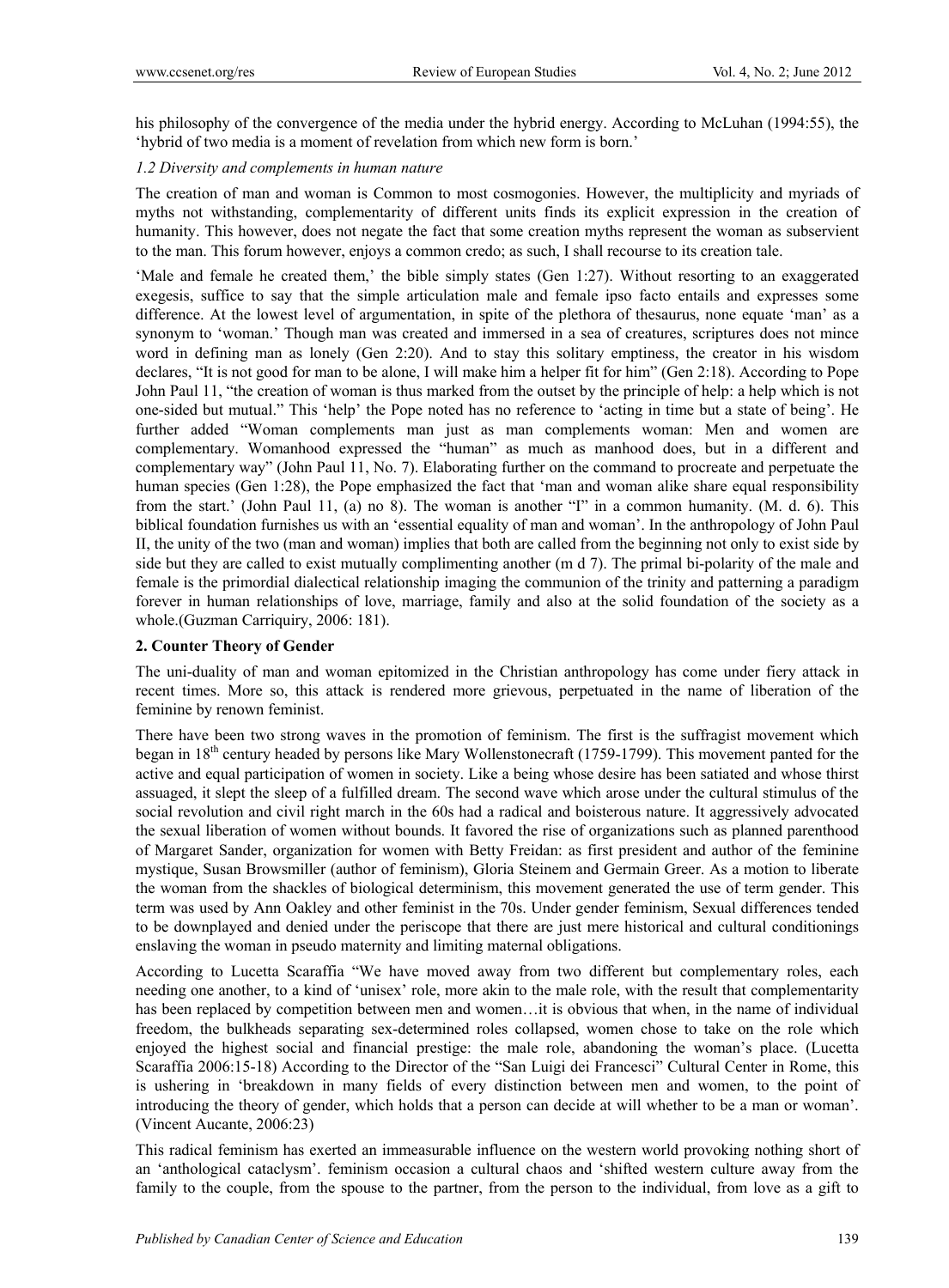his philosophy of the convergence of the media under the hybrid energy. According to McLuhan (1994:55), the 'hybrid of two media is a moment of revelation from which new form is born.'

### *1.2 Diversity and complements in human nature*

The creation of man and woman is Common to most cosmogonies. However, the multiplicity and myriads of myths not withstanding, complementarity of different units finds its explicit expression in the creation of humanity. This however, does not negate the fact that some creation myths represent the woman as subservient to the man. This forum however, enjoys a common credo; as such, I shall recourse to its creation tale.

'Male and female he created them,' the bible simply states (Gen 1:27). Without resorting to an exaggerated exegesis, suffice to say that the simple articulation male and female ipso facto entails and expresses some difference. At the lowest level of argumentation, in spite of the plethora of thesaurus, none equate 'man' as a synonym to 'woman.' Though man was created and immersed in a sea of creatures, scriptures does not mince word in defining man as lonely (Gen 2:20). And to stay this solitary emptiness, the creator in his wisdom declares, "It is not good for man to be alone, I will make him a helper fit for him" (Gen 2:18). According to Pope John Paul 11, "the creation of woman is thus marked from the outset by the principle of help: a help which is not one-sided but mutual." This 'help' the Pope noted has no reference to 'acting in time but a state of being'. He further added "Woman complements man just as man complements woman: Men and women are complementary. Womanhood expressed the "human" as much as manhood does, but in a different and complementary way" (John Paul 11, No. 7). Elaborating further on the command to procreate and perpetuate the human species (Gen 1:28), the Pope emphasized the fact that 'man and woman alike share equal responsibility from the start.' (John Paul 11, (a) no 8). The woman is another "I" in a common humanity. (M. d. 6). This biblical foundation furnishes us with an 'essential equality of man and woman'. In the anthropology of John Paul II, the unity of the two (man and woman) implies that both are called from the beginning not only to exist side by side but they are called to exist mutually complimenting another (m d 7). The primal bi-polarity of the male and female is the primordial dialectical relationship imaging the communion of the trinity and patterning a paradigm forever in human relationships of love, marriage, family and also at the solid foundation of the society as a whole.(Guzman Carriquiry, 2006: 181).

## **2. Counter Theory of Gender**

The uni-duality of man and woman epitomized in the Christian anthropology has come under fiery attack in recent times. More so, this attack is rendered more grievous, perpetuated in the name of liberation of the feminine by renown feminist.

There have been two strong waves in the promotion of feminism. The first is the suffragist movement which began in 18th century headed by persons like Mary Wollenstonecraft (1759-1799). This movement panted for the active and equal participation of women in society. Like a being whose desire has been satiated and whose thirst assuaged, it slept the sleep of a fulfilled dream. The second wave which arose under the cultural stimulus of the social revolution and civil right march in the 60s had a radical and boisterous nature. It aggressively advocated the sexual liberation of women without bounds. It favored the rise of organizations such as planned parenthood of Margaret Sander, organization for women with Betty Freidan: as first president and author of the feminine mystique, Susan Browsmiller (author of feminism), Gloria Steinem and Germain Greer. As a motion to liberate the woman from the shackles of biological determinism, this movement generated the use of term gender. This term was used by Ann Oakley and other feminist in the 70s. Under gender feminism, Sexual differences tended to be downplayed and denied under the periscope that there are just mere historical and cultural conditionings enslaving the woman in pseudo maternity and limiting maternal obligations.

According to Lucetta Scaraffia "We have moved away from two different but complementary roles, each needing one another, to a kind of 'unisex' role, more akin to the male role, with the result that complementarity has been replaced by competition between men and women…it is obvious that when, in the name of individual freedom, the bulkheads separating sex-determined roles collapsed, women chose to take on the role which enjoyed the highest social and financial prestige: the male role, abandoning the woman's place. (Lucetta Scaraffia 2006:15-18) According to the Director of the "San Luigi dei Francesci" Cultural Center in Rome, this is ushering in 'breakdown in many fields of every distinction between men and women, to the point of introducing the theory of gender, which holds that a person can decide at will whether to be a man or woman'. (Vincent Aucante, 2006:23)

This radical feminism has exerted an immeasurable influence on the western world provoking nothing short of an 'anthological cataclysm'. feminism occasion a cultural chaos and 'shifted western culture away from the family to the couple, from the spouse to the partner, from the person to the individual, from love as a gift to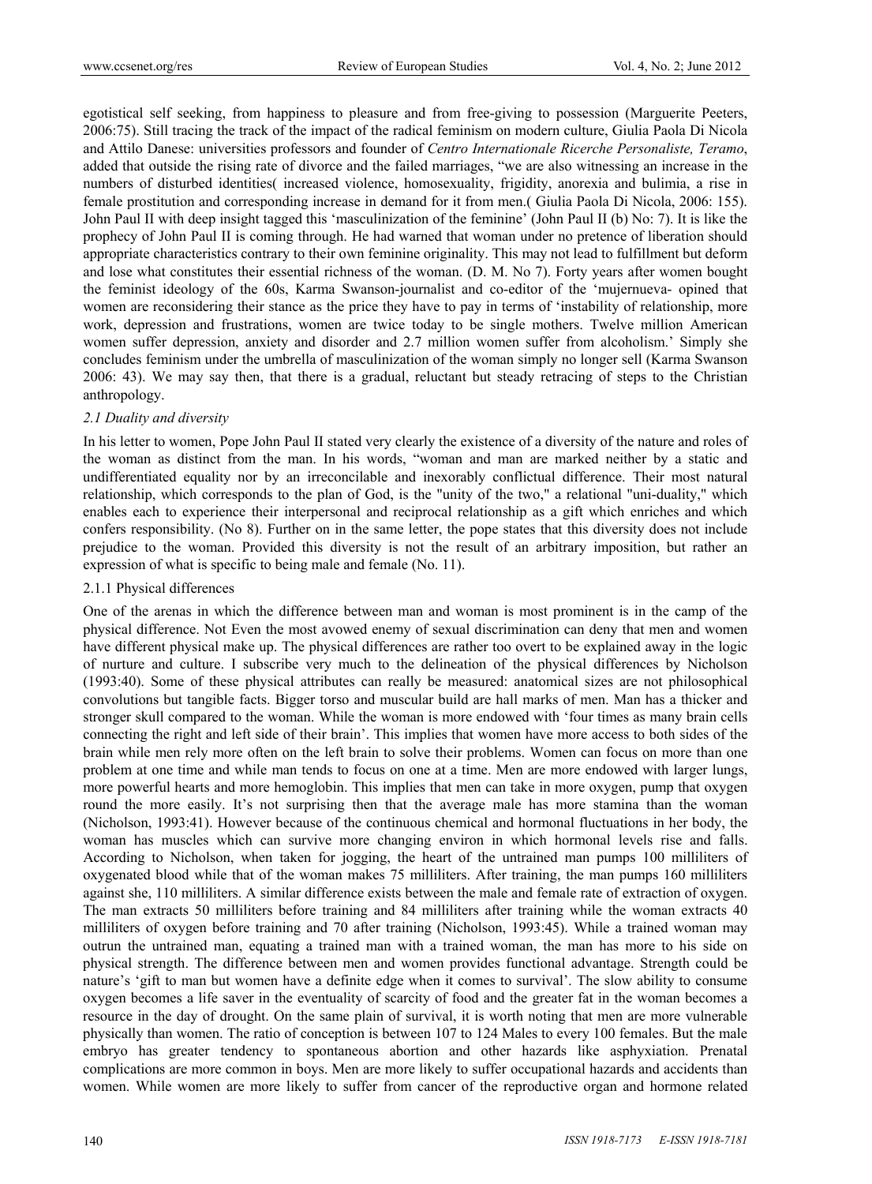egotistical self seeking, from happiness to pleasure and from free-giving to possession (Marguerite Peeters, 2006:75). Still tracing the track of the impact of the radical feminism on modern culture, Giulia Paola Di Nicola and Attilo Danese: universities professors and founder of *Centro Internationale Ricerche Personaliste, Teramo*, added that outside the rising rate of divorce and the failed marriages, "we are also witnessing an increase in the numbers of disturbed identities( increased violence, homosexuality, frigidity, anorexia and bulimia, a rise in female prostitution and corresponding increase in demand for it from men.( Giulia Paola Di Nicola, 2006: 155). John Paul II with deep insight tagged this 'masculinization of the feminine' (John Paul II (b) No: 7). It is like the prophecy of John Paul II is coming through. He had warned that woman under no pretence of liberation should appropriate characteristics contrary to their own feminine originality. This may not lead to fulfillment but deform and lose what constitutes their essential richness of the woman. (D. M. No 7). Forty years after women bought the feminist ideology of the 60s, Karma Swanson-journalist and co-editor of the 'mujernueva- opined that women are reconsidering their stance as the price they have to pay in terms of 'instability of relationship, more work, depression and frustrations, women are twice today to be single mothers. Twelve million American women suffer depression, anxiety and disorder and 2.7 million women suffer from alcoholism.' Simply she concludes feminism under the umbrella of masculinization of the woman simply no longer sell (Karma Swanson 2006: 43). We may say then, that there is a gradual, reluctant but steady retracing of steps to the Christian anthropology.

### *2.1 Duality and diversity*

In his letter to women, Pope John Paul II stated very clearly the existence of a diversity of the nature and roles of the woman as distinct from the man. In his words, "woman and man are marked neither by a static and undifferentiated equality nor by an irreconcilable and inexorably conflictual difference. Their most natural relationship, which corresponds to the plan of God, is the "unity of the two," a relational "uni-duality," which enables each to experience their interpersonal and reciprocal relationship as a gift which enriches and which confers responsibility. (No 8). Further on in the same letter, the pope states that this diversity does not include prejudice to the woman. Provided this diversity is not the result of an arbitrary imposition, but rather an expression of what is specific to being male and female (No. 11).

#### 2.1.1 Physical differences

One of the arenas in which the difference between man and woman is most prominent is in the camp of the physical difference. Not Even the most avowed enemy of sexual discrimination can deny that men and women have different physical make up. The physical differences are rather too overt to be explained away in the logic of nurture and culture. I subscribe very much to the delineation of the physical differences by Nicholson (1993:40). Some of these physical attributes can really be measured: anatomical sizes are not philosophical convolutions but tangible facts. Bigger torso and muscular build are hall marks of men. Man has a thicker and stronger skull compared to the woman. While the woman is more endowed with 'four times as many brain cells connecting the right and left side of their brain'. This implies that women have more access to both sides of the brain while men rely more often on the left brain to solve their problems. Women can focus on more than one problem at one time and while man tends to focus on one at a time. Men are more endowed with larger lungs, more powerful hearts and more hemoglobin. This implies that men can take in more oxygen, pump that oxygen round the more easily. It's not surprising then that the average male has more stamina than the woman (Nicholson, 1993:41). However because of the continuous chemical and hormonal fluctuations in her body, the woman has muscles which can survive more changing environ in which hormonal levels rise and falls. According to Nicholson, when taken for jogging, the heart of the untrained man pumps 100 milliliters of oxygenated blood while that of the woman makes 75 milliliters. After training, the man pumps 160 milliliters against she, 110 milliliters. A similar difference exists between the male and female rate of extraction of oxygen. The man extracts 50 milliliters before training and 84 milliliters after training while the woman extracts 40 milliliters of oxygen before training and 70 after training (Nicholson, 1993:45). While a trained woman may outrun the untrained man, equating a trained man with a trained woman, the man has more to his side on physical strength. The difference between men and women provides functional advantage. Strength could be nature's 'gift to man but women have a definite edge when it comes to survival'. The slow ability to consume oxygen becomes a life saver in the eventuality of scarcity of food and the greater fat in the woman becomes a resource in the day of drought. On the same plain of survival, it is worth noting that men are more vulnerable physically than women. The ratio of conception is between 107 to 124 Males to every 100 females. But the male embryo has greater tendency to spontaneous abortion and other hazards like asphyxiation. Prenatal complications are more common in boys. Men are more likely to suffer occupational hazards and accidents than women. While women are more likely to suffer from cancer of the reproductive organ and hormone related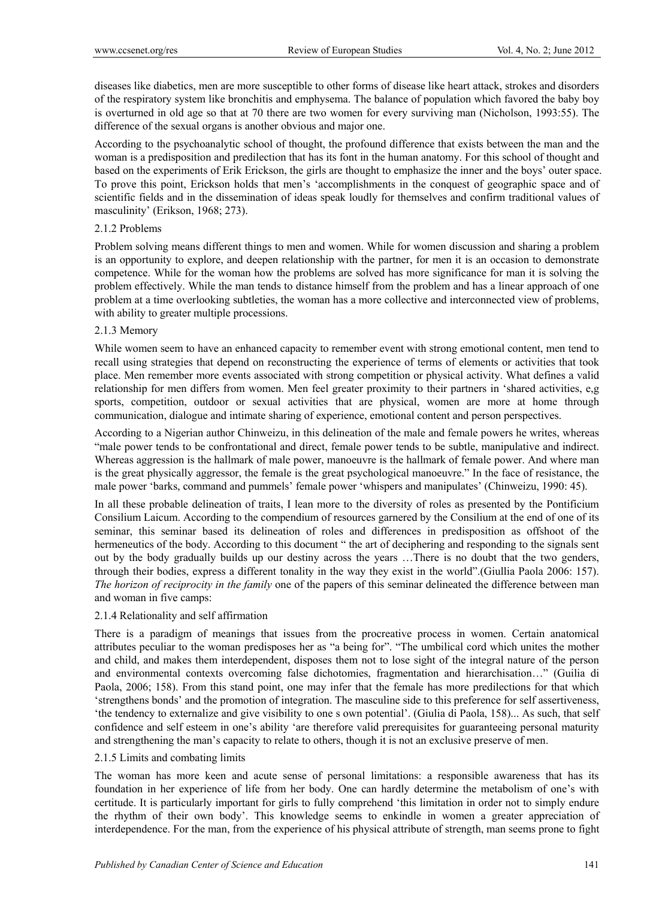diseases like diabetics, men are more susceptible to other forms of disease like heart attack, strokes and disorders of the respiratory system like bronchitis and emphysema. The balance of population which favored the baby boy is overturned in old age so that at 70 there are two women for every surviving man (Nicholson, 1993:55). The difference of the sexual organs is another obvious and major one.

According to the psychoanalytic school of thought, the profound difference that exists between the man and the woman is a predisposition and predilection that has its font in the human anatomy. For this school of thought and based on the experiments of Erik Erickson, the girls are thought to emphasize the inner and the boys' outer space. To prove this point, Erickson holds that men's 'accomplishments in the conquest of geographic space and of scientific fields and in the dissemination of ideas speak loudly for themselves and confirm traditional values of masculinity' (Erikson, 1968; 273).

### 2.1.2 Problems

Problem solving means different things to men and women. While for women discussion and sharing a problem is an opportunity to explore, and deepen relationship with the partner, for men it is an occasion to demonstrate competence. While for the woman how the problems are solved has more significance for man it is solving the problem effectively. While the man tends to distance himself from the problem and has a linear approach of one problem at a time overlooking subtleties, the woman has a more collective and interconnected view of problems, with ability to greater multiple processions.

### 2.1.3 Memory

While women seem to have an enhanced capacity to remember event with strong emotional content, men tend to recall using strategies that depend on reconstructing the experience of terms of elements or activities that took place. Men remember more events associated with strong competition or physical activity. What defines a valid relationship for men differs from women. Men feel greater proximity to their partners in 'shared activities, e,g sports, competition, outdoor or sexual activities that are physical, women are more at home through communication, dialogue and intimate sharing of experience, emotional content and person perspectives.

According to a Nigerian author Chinweizu, in this delineation of the male and female powers he writes, whereas "male power tends to be confrontational and direct, female power tends to be subtle, manipulative and indirect. Whereas aggression is the hallmark of male power, manoeuvre is the hallmark of female power. And where man is the great physically aggressor, the female is the great psychological manoeuvre." In the face of resistance, the male power 'barks, command and pummels' female power 'whispers and manipulates' (Chinweizu, 1990: 45).

In all these probable delineation of traits, I lean more to the diversity of roles as presented by the Pontificium Consilium Laicum. According to the compendium of resources garnered by the Consilium at the end of one of its seminar, this seminar based its delineation of roles and differences in predisposition as offshoot of the hermeneutics of the body. According to this document " the art of deciphering and responding to the signals sent out by the body gradually builds up our destiny across the years …There is no doubt that the two genders, through their bodies, express a different tonality in the way they exist in the world".(Giullia Paola 2006: 157). *The horizon of reciprocity in the family* one of the papers of this seminar delineated the difference between man and woman in five camps:

### 2.1.4 Relationality and self affirmation

There is a paradigm of meanings that issues from the procreative process in women. Certain anatomical attributes peculiar to the woman predisposes her as "a being for". "The umbilical cord which unites the mother and child, and makes them interdependent, disposes them not to lose sight of the integral nature of the person and environmental contexts overcoming false dichotomies, fragmentation and hierarchisation…" (Guilia di Paola, 2006; 158). From this stand point, one may infer that the female has more predilections for that which 'strengthens bonds' and the promotion of integration. The masculine side to this preference for self assertiveness, 'the tendency to externalize and give visibility to one s own potential'. (Giulia di Paola, 158)... As such, that self confidence and self esteem in one's ability 'are therefore valid prerequisites for guaranteeing personal maturity and strengthening the man's capacity to relate to others, though it is not an exclusive preserve of men.

### 2.1.5 Limits and combating limits

The woman has more keen and acute sense of personal limitations: a responsible awareness that has its foundation in her experience of life from her body. One can hardly determine the metabolism of one's with certitude. It is particularly important for girls to fully comprehend 'this limitation in order not to simply endure the rhythm of their own body'. This knowledge seems to enkindle in women a greater appreciation of interdependence. For the man, from the experience of his physical attribute of strength, man seems prone to fight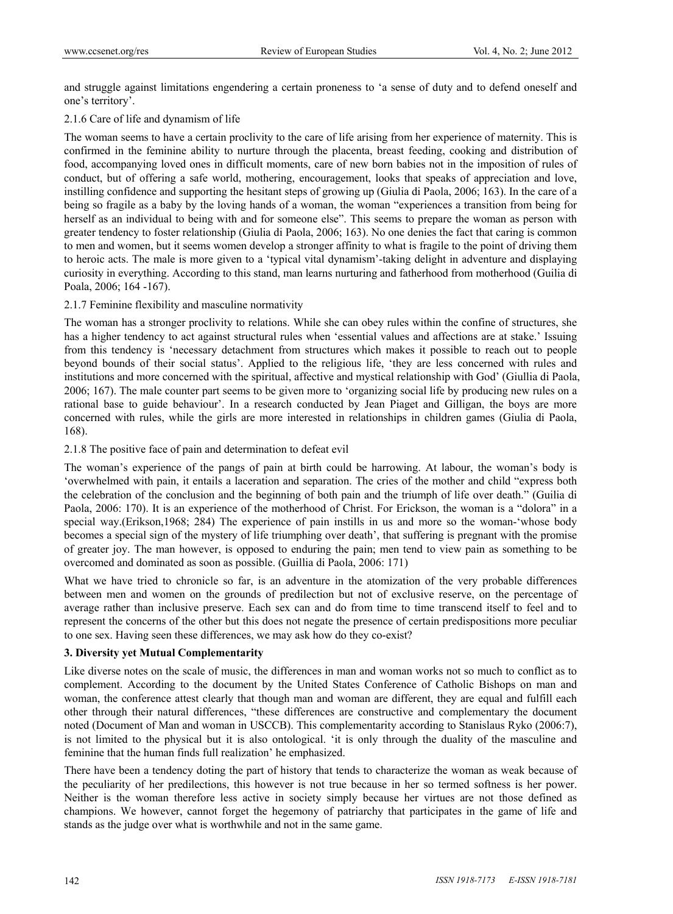and struggle against limitations engendering a certain proneness to 'a sense of duty and to defend oneself and one's territory'.

2.1.6 Care of life and dynamism of life

The woman seems to have a certain proclivity to the care of life arising from her experience of maternity. This is confirmed in the feminine ability to nurture through the placenta, breast feeding, cooking and distribution of food, accompanying loved ones in difficult moments, care of new born babies not in the imposition of rules of conduct, but of offering a safe world, mothering, encouragement, looks that speaks of appreciation and love, instilling confidence and supporting the hesitant steps of growing up (Giulia di Paola, 2006; 163). In the care of a being so fragile as a baby by the loving hands of a woman, the woman "experiences a transition from being for herself as an individual to being with and for someone else". This seems to prepare the woman as person with greater tendency to foster relationship (Giulia di Paola, 2006; 163). No one denies the fact that caring is common to men and women, but it seems women develop a stronger affinity to what is fragile to the point of driving them to heroic acts. The male is more given to a 'typical vital dynamism'-taking delight in adventure and displaying curiosity in everything. According to this stand, man learns nurturing and fatherhood from motherhood (Guilia di Poala, 2006; 164 -167).

2.1.7 Feminine flexibility and masculine normativity

The woman has a stronger proclivity to relations. While she can obey rules within the confine of structures, she has a higher tendency to act against structural rules when 'essential values and affections are at stake.' Issuing from this tendency is 'necessary detachment from structures which makes it possible to reach out to people beyond bounds of their social status'. Applied to the religious life, 'they are less concerned with rules and institutions and more concerned with the spiritual, affective and mystical relationship with God' (Giullia di Paola, 2006; 167). The male counter part seems to be given more to 'organizing social life by producing new rules on a rational base to guide behaviour'. In a research conducted by Jean Piaget and Gilligan, the boys are more concerned with rules, while the girls are more interested in relationships in children games (Giulia di Paola, 168).

2.1.8 The positive face of pain and determination to defeat evil

The woman's experience of the pangs of pain at birth could be harrowing. At labour, the woman's body is 'overwhelmed with pain, it entails a laceration and separation. The cries of the mother and child "express both the celebration of the conclusion and the beginning of both pain and the triumph of life over death." (Guilia di Paola, 2006: 170). It is an experience of the motherhood of Christ. For Erickson, the woman is a "dolora" in a special way.(Erikson,1968; 284) The experience of pain instills in us and more so the woman-'whose body becomes a special sign of the mystery of life triumphing over death', that suffering is pregnant with the promise of greater joy. The man however, is opposed to enduring the pain; men tend to view pain as something to be overcomed and dominated as soon as possible. (Guillia di Paola, 2006: 171)

What we have tried to chronicle so far, is an adventure in the atomization of the very probable differences between men and women on the grounds of predilection but not of exclusive reserve, on the percentage of average rather than inclusive preserve. Each sex can and do from time to time transcend itself to feel and to represent the concerns of the other but this does not negate the presence of certain predispositions more peculiar to one sex. Having seen these differences, we may ask how do they co-exist?

## 3. Diversity yet Mutual Complementarity

Like diverse notes on the scale of music, the differences in man and woman works not so much to conflict as to complement. According to the document by the United States Conference of Catholic Bishops on man and woman, the conference attest clearly that though man and woman are different, they are equal and fulfill each other through their natural differences, "these differences are constructive and complementary the document noted (Document of Man and woman in USCCB). This complementarity according to Stanislaus Ryko (2006:7), is not limited to the physical but it is also ontological. 'it is only through the duality of the masculine and feminine that the human finds full realization' he emphasized.

There have been a tendency doting the part of history that tends to characterize the woman as weak because of the peculiarity of her predilections, this however is not true because in her so termed softness is her power. Neither is the woman therefore less active in society simply because her virtues are not those defined as champions. We however, cannot forget the hegemony of patriarchy that participates in the game of life and stands as the judge over what is worthwhile and not in the same game.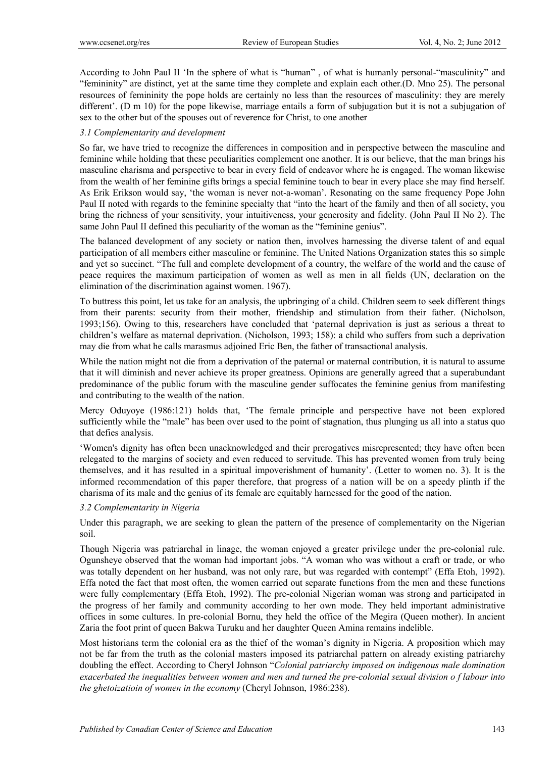According to John Paul II 'In the sphere of what is "human" , of what is humanly personal-"masculinity" and "femininity" are distinct, yet at the same time they complete and explain each other.(D. Mno 25). The personal resources of femininity the pope holds are certainly no less than the resources of masculinity: they are merely different'. (D m 10) for the pope likewise, marriage entails a form of subjugation but it is not a subjugation of sex to the other but of the spouses out of reverence for Christ, to one another

### *3.1 Complementarity and development*

So far, we have tried to recognize the differences in composition and in perspective between the masculine and feminine while holding that these peculiarities complement one another. It is our believe, that the man brings his masculine charisma and perspective to bear in every field of endeavor where he is engaged. The woman likewise from the wealth of her feminine gifts brings a special feminine touch to bear in every place she may find herself. As Erik Erikson would say, 'the woman is never not-a-woman'. Resonating on the same frequency Pope John Paul II noted with regards to the feminine specialty that "into the heart of the family and then of all society, you bring the richness of your sensitivity, your intuitiveness, your generosity and fidelity. (John Paul II No 2). The same John Paul II defined this peculiarity of the woman as the "feminine genius".

The balanced development of any society or nation then, involves harnessing the diverse talent of and equal participation of all members either masculine or feminine. The United Nations Organization states this so simple and yet so succinct. "The full and complete development of a country, the welfare of the world and the cause of peace requires the maximum participation of women as well as men in all fields (UN, declaration on the elimination of the discrimination against women. 1967).

To buttress this point, let us take for an analysis, the upbringing of a child. Children seem to seek different things from their parents: security from their mother, friendship and stimulation from their father. (Nicholson, 1993;156). Owing to this, researchers have concluded that 'paternal deprivation is just as serious a threat to children's welfare as maternal deprivation. (Nicholson, 1993; 158): a child who suffers from such a deprivation may die from what he calls marasmus adjoined Eric Ben, the father of transactional analysis.

While the nation might not die from a deprivation of the paternal or maternal contribution, it is natural to assume that it will diminish and never achieve its proper greatness. Opinions are generally agreed that a superabundant predominance of the public forum with the masculine gender suffocates the feminine genius from manifesting and contributing to the wealth of the nation.

Mercy Oduyoye (1986:121) holds that, 'The female principle and perspective have not been explored sufficiently while the "male" has been over used to the point of stagnation, thus plunging us all into a status quo that defies analysis.

'Women's dignity has often been unacknowledged and their prerogatives misrepresented; they have often been relegated to the margins of society and even reduced to servitude. This has prevented women from truly being themselves, and it has resulted in a spiritual impoverishment of humanity'. (Letter to women no. 3). It is the informed recommendation of this paper therefore, that progress of a nation will be on a speedy plinth if the charisma of its male and the genius of its female are equitably harnessed for the good of the nation.

### *3.2 Complementarity in Nigeria*

Under this paragraph, we are seeking to glean the pattern of the presence of complementarity on the Nigerian soil.

Though Nigeria was patriarchal in linage, the woman enjoyed a greater privilege under the pre-colonial rule. Ogunsheye observed that the woman had important jobs. "A woman who was without a craft or trade, or who was totally dependent on her husband, was not only rare, but was regarded with contempt" (Effa Etoh, 1992). Effa noted the fact that most often, the women carried out separate functions from the men and these functions were fully complementary (Effa Etoh, 1992). The pre-colonial Nigerian woman was strong and participated in the progress of her family and community according to her own mode. They held important administrative offices in some cultures. In pre-colonial Bornu, they held the office of the Megira (Queen mother). In ancient Zaria the foot print of queen Bakwa Turuku and her daughter Queen Amina remains indelible.

Most historians term the colonial era as the thief of the woman's dignity in Nigeria. A proposition which may not be far from the truth as the colonial masters imposed its patriarchal pattern on already existing patriarchy doubling the effect. According to Cheryl Johnson "*Colonial patriarchy imposed on indigenous male domination exacerbated the inequalities between women and men and turned the pre-colonial sexual division o f labour into the ghetoizatioin of women in the economy* (Cheryl Johnson, 1986:238).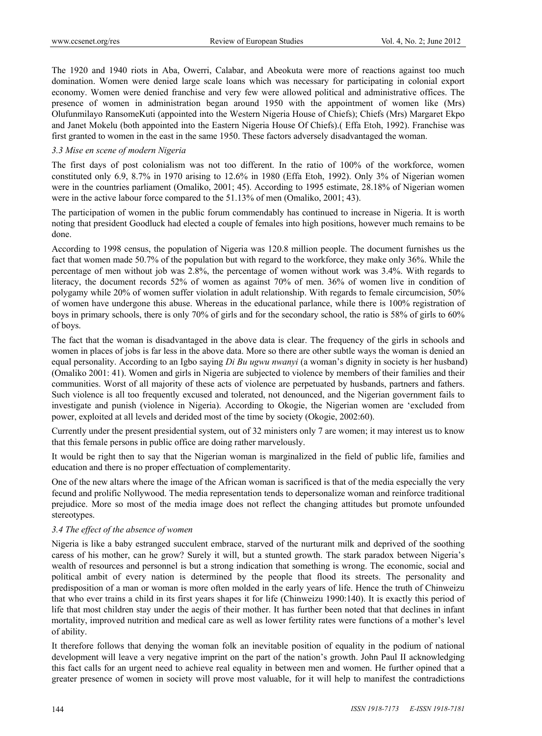The 1920 and 1940 riots in Aba, Owerri, Calabar, and Abeokuta were more of reactions against too much domination. Women were denied large scale loans which was necessary for participating in colonial export economy. Women were denied franchise and very few were allowed political and administrative offices. The presence of women in administration began around 1950 with the appointment of women like (Mrs) Olufunmilayo RansomeKuti (appointed into the Western Nigeria House of Chiefs); Chiefs (Mrs) Margaret Ekpo and Janet Mokelu (both appointed into the Eastern Nigeria House Of Chiefs).( Effa Etoh, 1992). Franchise was first granted to women in the east in the same 1950. These factors adversely disadvantaged the woman.

### *3.3 Mise en scene of modern Nigeria*

The first days of post colonialism was not too different. In the ratio of 100% of the workforce, women constituted only 6.9, 8.7% in 1970 arising to 12.6% in 1980 (Effa Etoh, 1992). Only 3% of Nigerian women were in the countries parliament (Omaliko, 2001; 45). According to 1995 estimate, 28.18% of Nigerian women were in the active labour force compared to the 51.13% of men (Omaliko, 2001; 43).

The participation of women in the public forum commendably has continued to increase in Nigeria. It is worth noting that president Goodluck had elected a couple of females into high positions, however much remains to be done.

According to 1998 census, the population of Nigeria was 120.8 million people. The document furnishes us the fact that women made 50.7% of the population but with regard to the workforce, they make only 36%. While the percentage of men without job was 2.8%, the percentage of women without work was 3.4%. With regards to literacy, the document records 52% of women as against 70% of men. 36% of women live in condition of polygamy while 20% of women suffer violation in adult relationship. With regards to female circumcision, 50% of women have undergone this abuse. Whereas in the educational parlance, while there is 100% registration of boys in primary schools, there is only 70% of girls and for the secondary school, the ratio is 58% of girls to 60% of boys.

The fact that the woman is disadvantaged in the above data is clear. The frequency of the girls in schools and women in places of jobs is far less in the above data. More so there are other subtle ways the woman is denied an equal personality. According to an Igbo saying *Di Bu ugwu nwanyi* (a woman's dignity in society is her husband) (Omaliko 2001: 41). Women and girls in Nigeria are subjected to violence by members of their families and their communities. Worst of all majority of these acts of violence are perpetuated by husbands, partners and fathers. Such violence is all too frequently excused and tolerated, not denounced, and the Nigerian government fails to investigate and punish (violence in Nigeria). According to Okogie, the Nigerian women are 'excluded from power, exploited at all levels and derided most of the time by society (Okogie, 2002:60).

Currently under the present presidential system, out of 32 ministers only 7 are women; it may interest us to know that this female persons in public office are doing rather marvelously.

It would be right then to say that the Nigerian woman is marginalized in the field of public life, families and education and there is no proper effectuation of complementarity.

One of the new altars where the image of the African woman is sacrificed is that of the media especially the very fecund and prolific Nollywood. The media representation tends to depersonalize woman and reinforce traditional prejudice. More so most of the media image does not reflect the changing attitudes but promote unfounded stereotypes.

### *3.4 The effect of the absence of women*

Nigeria is like a baby estranged succulent embrace, starved of the nurturant milk and deprived of the soothing caress of his mother, can he grow? Surely it will, but a stunted growth. The stark paradox between Nigeria's wealth of resources and personnel is but a strong indication that something is wrong. The economic, social and political ambit of every nation is determined by the people that flood its streets. The personality and predisposition of a man or woman is more often molded in the early years of life. Hence the truth of Chinweizu that who ever trains a child in its first years shapes it for life (Chinweizu 1990:140). It is exactly this period of life that most children stay under the aegis of their mother. It has further been noted that that declines in infant mortality, improved nutrition and medical care as well as lower fertility rates were functions of a mother's level of ability.

It therefore follows that denying the woman folk an inevitable position of equality in the podium of national development will leave a very negative imprint on the part of the nation's growth. John Paul II acknowledging this fact calls for an urgent need to achieve real equality in between men and women. He further opined that a greater presence of women in society will prove most valuable, for it will help to manifest the contradictions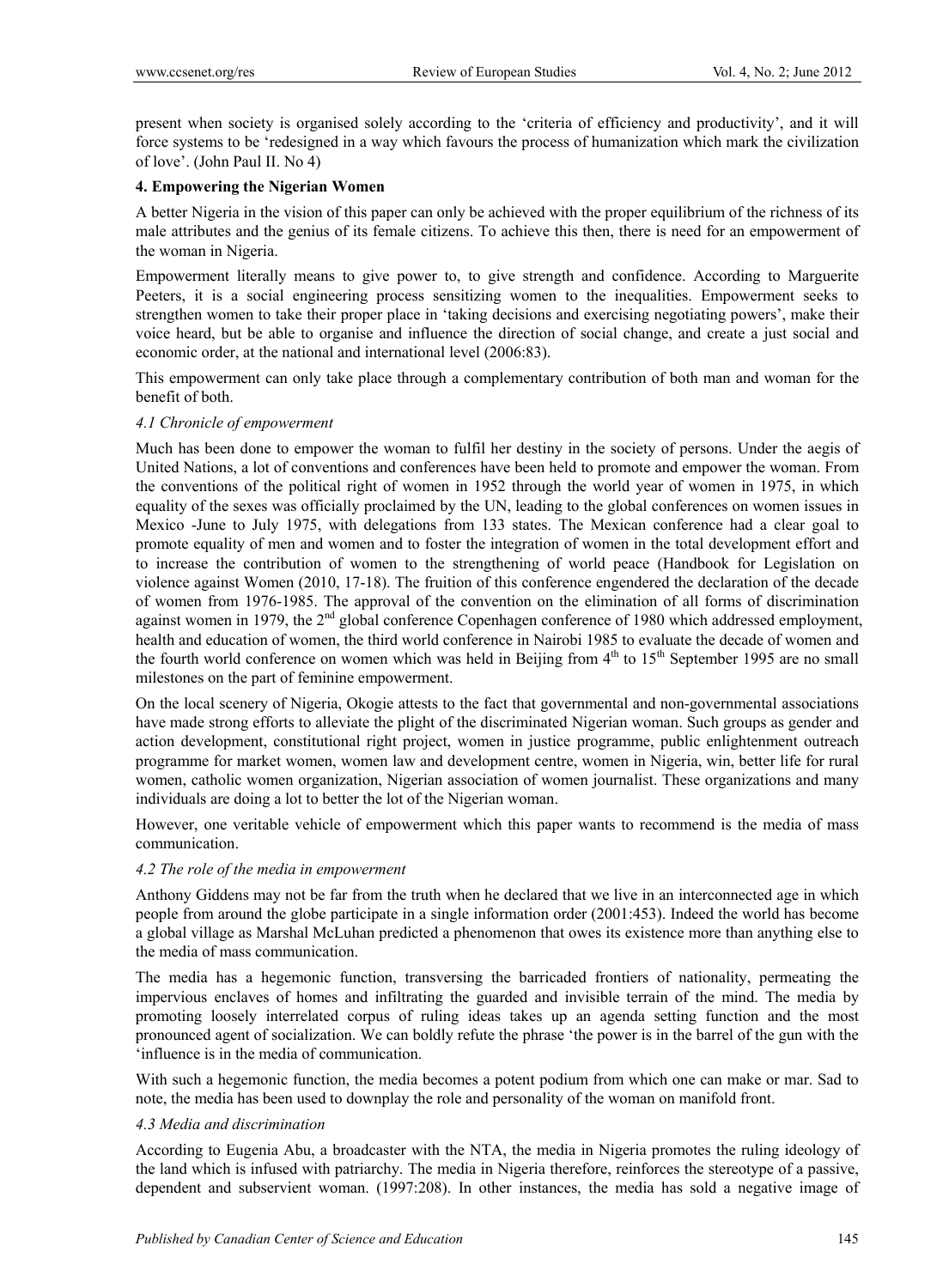present when society is organised solely according to the 'criteria of efficiency and productivity', and it will force systems to be 'redesigned in a way which favours the process of humanization which mark the civilization of love'. (John Paul II. No 4)

## 4. Empowering the Nigerian Women

A better Nigeria in the vision of this paper can only be achieved with the proper equilibrium of the richness of its male attributes and the genius of its female citizens. To achieve this then, there is need for an empowerment of the woman in Nigeria.

Empowerment literally means to give power to, to give strength and confidence. According to Marguerite Peeters, it is a social engineering process sensitizing women to the inequalities. Empowerment seeks to strengthen women to take their proper place in 'taking decisions and exercising negotiating powers', make their voice heard, but be able to organise and influence the direction of social change, and create a just social and economic order, at the national and international level (2006:83).

This empowerment can only take place through a complementary contribution of both man and woman for the benefit of both.

### *4.1 Chronicle of empowerment*

Much has been done to empower the woman to fulfil her destiny in the society of persons. Under the aegis of United Nations, a lot of conventions and conferences have been held to promote and empower the woman. From the conventions of the political right of women in 1952 through the world year of women in 1975, in which equality of the sexes was officially proclaimed by the UN, leading to the global conferences on women issues in Mexico -June to July 1975, with delegations from 133 states. The Mexican conference had a clear goal to promote equality of men and women and to foster the integration of women in the total development effort and to increase the contribution of women to the strengthening of world peace (Handbook for Legislation on violence against Women (2010, 17-18). The fruition of this conference engendered the declaration of the decade of women from 1976-1985. The approval of the convention on the elimination of all forms of discrimination against women in 1979, the 2nd global conference Copenhagen conference of 1980 which addressed employment, health and education of women, the third world conference in Nairobi 1985 to evaluate the decade of women and the fourth world conference on women which was held in Beijing from 4th to 15th September 1995 are no small milestones on the part of feminine empowerment.

On the local scenery of Nigeria, Okogie attests to the fact that governmental and non-governmental associations have made strong efforts to alleviate the plight of the discriminated Nigerian woman. Such groups as gender and action development, constitutional right project, women in justice programme, public enlightenment outreach programme for market women, women law and development centre, women in Nigeria, win, better life for rural women, catholic women organization, Nigerian association of women journalist. These organizations and many individuals are doing a lot to better the lot of the Nigerian woman.

However, one veritable vehicle of empowerment which this paper wants to recommend is the media of mass communication.

### *4.2 The role of the media in empowerment*

Anthony Giddens may not be far from the truth when he declared that we live in an interconnected age in which people from around the globe participate in a single information order (2001:453). Indeed the world has become a global village as Marshal McLuhan predicted a phenomenon that owes its existence more than anything else to the media of mass communication.

The media has a hegemonic function, transversing the barricaded frontiers of nationality, permeating the impervious enclaves of homes and infiltrating the guarded and invisible terrain of the mind. The media by promoting loosely interrelated corpus of ruling ideas takes up an agenda setting function and the most pronounced agent of socialization. We can boldly refute the phrase 'the power is in the barrel of the gun with the 'influence is in the media of communication.

With such a hegemonic function, the media becomes a potent podium from which one can make or mar. Sad to note, the media has been used to downplay the role and personality of the woman on manifold front.

### *4.3 Media and discrimination*

According to Eugenia Abu, a broadcaster with the NTA, the media in Nigeria promotes the ruling ideology of the land which is infused with patriarchy. The media in Nigeria therefore, reinforces the stereotype of a passive, dependent and subservient woman. (1997:208). In other instances, the media has sold a negative image of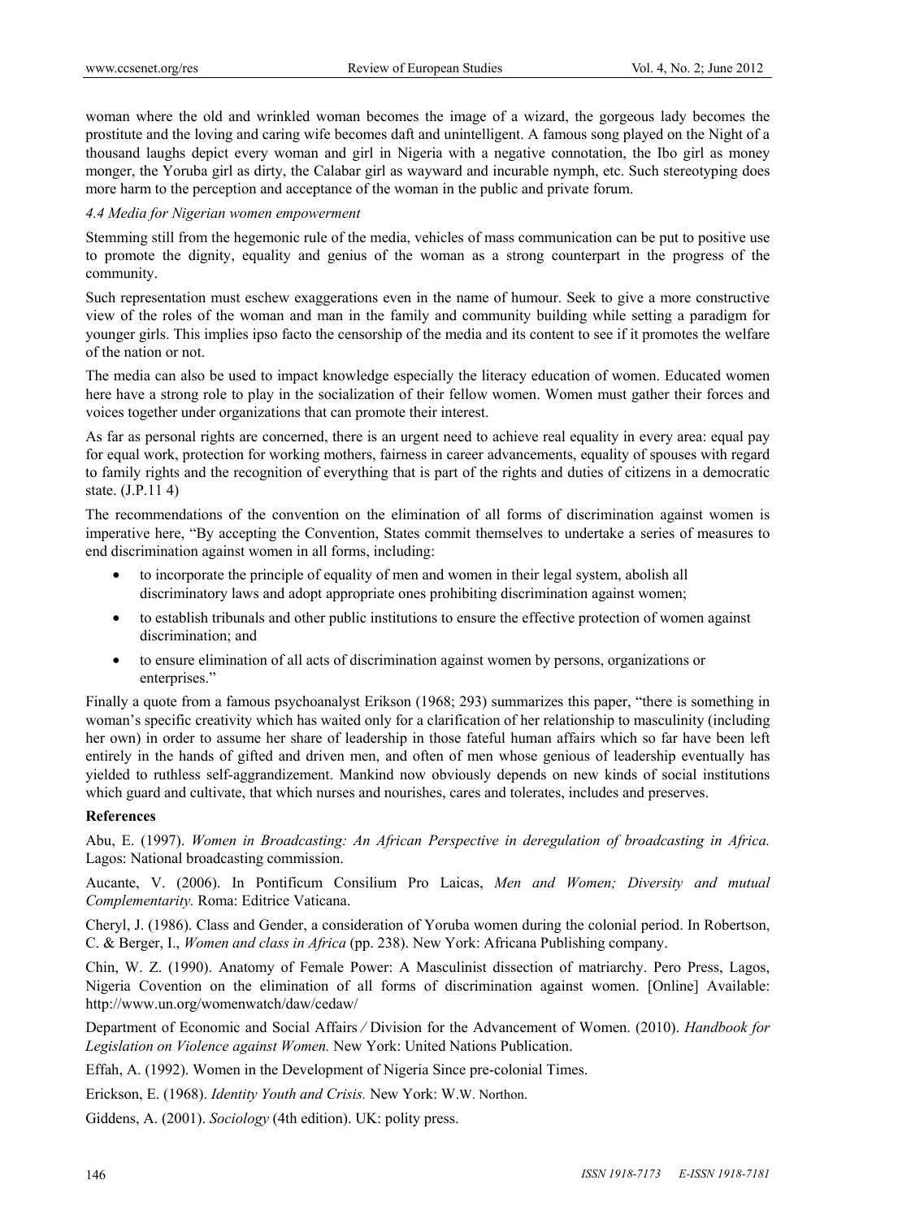woman where the old and wrinkled woman becomes the image of a wizard, the gorgeous lady becomes the prostitute and the loving and caring wife becomes daft and unintelligent. A famous song played on the Night of a thousand laughs depict every woman and girl in Nigeria with a negative connotation, the Ibo girl as money monger, the Yoruba girl as dirty, the Calabar girl as wayward and incurable nymph, etc. Such stereotyping does more harm to the perception and acceptance of the woman in the public and private forum.

*4.4 Media for Nigerian women empowerment*

Stemming still from the hegemonic rule of the media, vehicles of mass communication can be put to positive use to promote the dignity, equality and genius of the woman as a strong counterpart in the progress of the community.

Such representation must eschew exaggerations even in the name of humour. Seek to give a more constructive view of the roles of the woman and man in the family and community building while setting a paradigm for younger girls. This implies ipso facto the censorship of the media and its content to see if it promotes the welfare of the nation or not.

The media can also be used to impact knowledge especially the literacy education of women. Educated women here have a strong role to play in the socialization of their fellow women. Women must gather their forces and voices together under organizations that can promote their interest.

As far as personal rights are concerned, there is an urgent need to achieve real equality in every area: equal pay for equal work, protection for working mothers, fairness in career advancements, equality of spouses with regard to family rights and the recognition of everything that is part of the rights and duties of citizens in a democratic state. (J.P.11 4)

The recommendations of the convention on the elimination of all forms of discrimination against women is imperative here, "By accepting the Convention, States commit themselves to undertake a series of measures to end discrimination against women in all forms, including:

- to incorporate the principle of equality of men and women in their legal system, abolish all discriminatory laws and adopt appropriate ones prohibiting discrimination against women;
- to establish tribunals and other public institutions to ensure the effective protection of women against discrimination; and
- to ensure elimination of all acts of discrimination against women by persons, organizations or enterprises."

Finally a quote from a famous psychoanalyst Erikson (1968; 293) summarizes this paper, "there is something in woman's specific creativity which has waited only for a clarification of her relationship to masculinity (including her own) in order to assume her share of leadership in those fateful human affairs which so far have been left entirely in the hands of gifted and driven men, and often of men whose genious of leadership eventually has yielded to ruthless self-aggrandizement. Mankind now obviously depends on new kinds of social institutions which guard and cultivate, that which nurses and nourishes, cares and tolerates, includes and preserves.

**References**

Abu, E. (1997). *Women in Broadcasting: An African Perspective in deregulation of broadcasting in Africa.* Lagos: National broadcasting commission.

Aucante, V. (2006). In Pontificum Consilium Pro Laicas, *Men and Women; Diversity and mutual Complementarity.* Roma: Editrice Vaticana.

Cheryl, J. (1986). Class and Gender, a consideration of Yoruba women during the colonial period. In Robertson, C. & Berger, I., *Women and class in Africa* (pp. 238). New York: Africana Publishing company.

Chin, W. Z. (1990). Anatomy of Female Power: A Masculinist dissection of matriarchy. Pero Press, Lagos, Nigeria Covention on the elimination of all forms of discrimination against women. [Online] Available: http://www.un.org/womenwatch/daw/cedaw/

Department of Economic and Social Affairs */* Division for the Advancement of Women. (2010). *Handbook for Legislation on Violence against Women.* New York: United Nations Publication.

Effah, A. (1992). Women in the Development of Nigeria Since pre-colonial Times.

Erickson, E. (1968). *Identity Youth and Crisis.* New York: W.W. Northon.

Giddens, A. (2001). *Sociology* (4th edition). UK: polity press.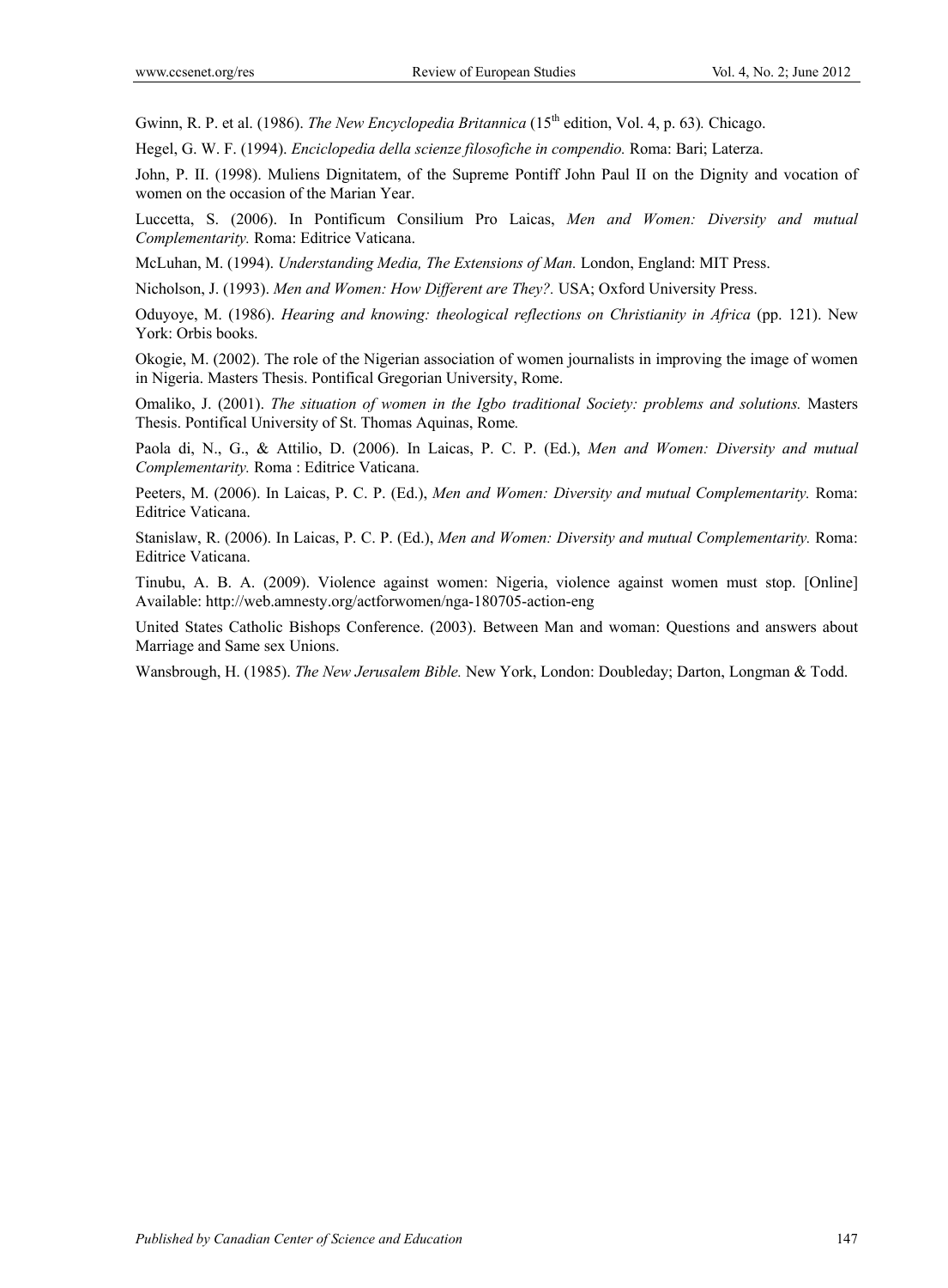Gwinn, R. P. et al. (1986). *The New Encyclopedia Britannica* (15th edition, Vol. 4, p. 63)*.* Chicago.

Hegel, G. W. F. (1994). *Enciclopedia della scienze filosofiche in compendio.* Roma: Bari; Laterza.

John, P. II. (1998). Muliens Dignitatem, of the Supreme Pontiff John Paul II on the Dignity and vocation of women on the occasion of the Marian Year.

Luccetta, S. (2006). In Pontificum Consilium Pro Laicas, *Men and Women: Diversity and mutual Complementarity.* Roma: Editrice Vaticana.

McLuhan, M. (1994). *Understanding Media, The Extensions of Man.* London, England: MIT Press.

Nicholson, J. (1993). *Men and Women: How Different are They?.* USA; Oxford University Press.

Oduyoye, M. (1986). *Hearing and knowing: theological reflections on Christianity in Africa* (pp. 121). New York: Orbis books.

Okogie, M. (2002). The role of the Nigerian association of women journalists in improving the image of women in Nigeria. Masters Thesis. Pontifical Gregorian University, Rome.

Omaliko, J. (2001). *The situation of women in the Igbo traditional Society: problems and solutions.* Masters Thesis. Pontifical University of St. Thomas Aquinas, Rome*.*

Paola di, N., G., & Attilio, D. (2006). In Laicas, P. C. P. (Ed.), *Men and Women: Diversity and mutual Complementarity.* Roma : Editrice Vaticana.

Peeters, M. (2006). In Laicas, P. C. P. (Ed.), *Men and Women: Diversity and mutual Complementarity.* Roma: Editrice Vaticana.

Stanislaw, R. (2006). In Laicas, P. C. P. (Ed.), *Men and Women: Diversity and mutual Complementarity.* Roma: Editrice Vaticana.

Tinubu, A. B. A. (2009). Violence against women: Nigeria, violence against women must stop. [Online] Available: http://web.amnesty.org/actforwomen/nga-180705-action-eng

United States Catholic Bishops Conference. (2003). Between Man and woman: Questions and answers about Marriage and Same sex Unions.

Wansbrough, H. (1985). *The New Jerusalem Bible.* New York, London: Doubleday; Darton, Longman & Todd.